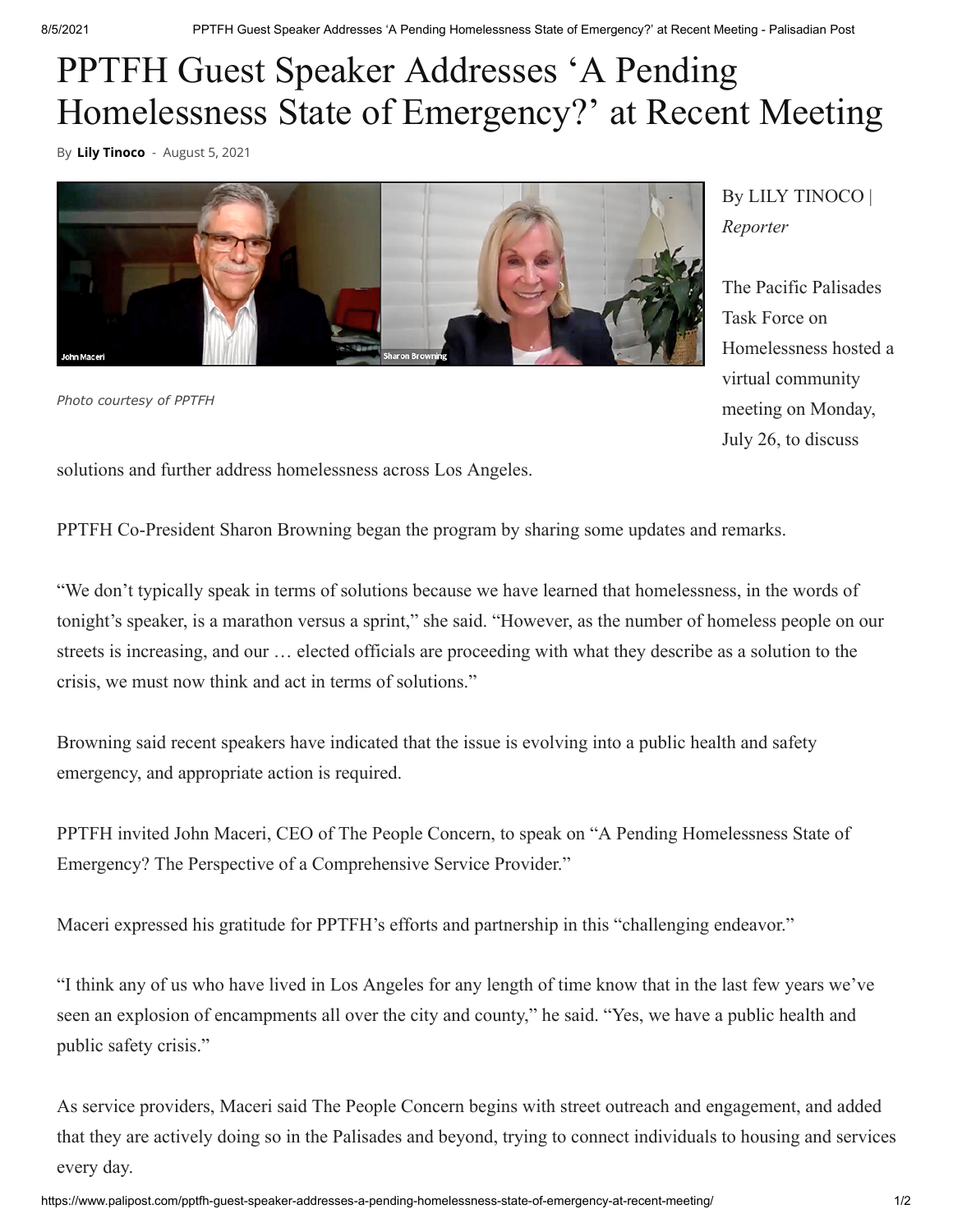# PPTFH Guest Speaker Addresses 'A Pending Homelessness State of Emergency?' at Recent Meeting

By **Lily Tinoco** - August 5, 2021

*Photo courtesy of PPTFH*

By LILY TINOCO | *Reporter*

The Pacific Palisades Task Force on Homelessness hosted a virtual community meeting on Monday, July 26, to discuss solutions and further address homelessness across Los Angeles.

PPTFH Co-President Sharon Browning began the program by sharing some updates and remarks.

"We don't typically speak in terms of solutions because we have learned that homelessness, in the words of tonight's speaker, is a marathon versus a sprint," she said. "However, as the number of homeless people on our streets is increasing, and our … elected officials are proceeding with what they describe as a solution to the crisis, we must now think and act in terms of solutions."

Browning said recent speakers have indicated that the issue is evolving into a public health and safety emergency, and appropriate action is required.

PPTFH invited John Maceri, CEO of The People Concern, to speak on "A Pending Homelessness State of Emergency? The Perspective of a Comprehensive Service Provider."

Maceri expressed his gratitude for PPTFH's efforts and partnership in this "challenging endeavor."

"I think any of us who have lived in Los Angeles for any length of time know that in the last few years we've seen an explosion of encampments all over the city and county," he said. "Yes, we have a public health and public safety crisis."

As service providers, Maceri said The People Concern begins with street outreach and engagement, and added that they are actively doing so in the Palisades and beyond, trying to connect individuals to housing and services every day.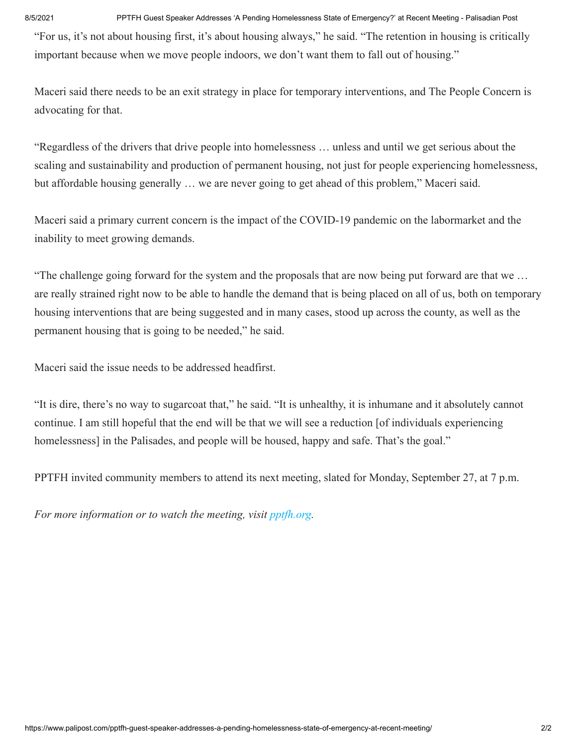"For us, it's not about housing first, it's about housing always," he said. "The retention in housing is critically important because when we move people indoors, we don't want them to fall out of housing."

Maceri said there needs to be an exit strategy in place for temporary interventions, and The People Concern is advocating for that.

"Regardless of the drivers that drive people into homelessness … unless and until we get serious about the scaling and sustainability and production of permanent housing, not just for people experiencing homelessness, but affordable housing generally … we are never going to get ahead of this problem," Maceri said.

Maceri said a primary current concern is the impact of the COVID-19 pandemic on the labormarket and the inability to meet growing demands.

"The challenge going forward for the system and the proposals that are now being put forward are that we … are really strained right now to be able to handle the demand that is being placed on all of us, both on temporary housing interventions that are being suggested and in many cases, stood up across the county, as well as the permanent housing that is going to be needed," he said.

Maceri said the issue needs to be addressed headfirst.

"It is dire, there's no way to sugarcoat that," he said. "It is unhealthy, it is inhumane and it absolutely cannot continue. I am still hopeful that the end will be that we will see a reduction [of individuals experiencing homelessness] in the Palisades, and people will be housed, happy and safe. That's the goal."

PPTFH invited community members to attend its next meeting, slated for Monday, September 27, at 7 p.m.

*For more information or to watch the meeting, visit pptfh.org.*